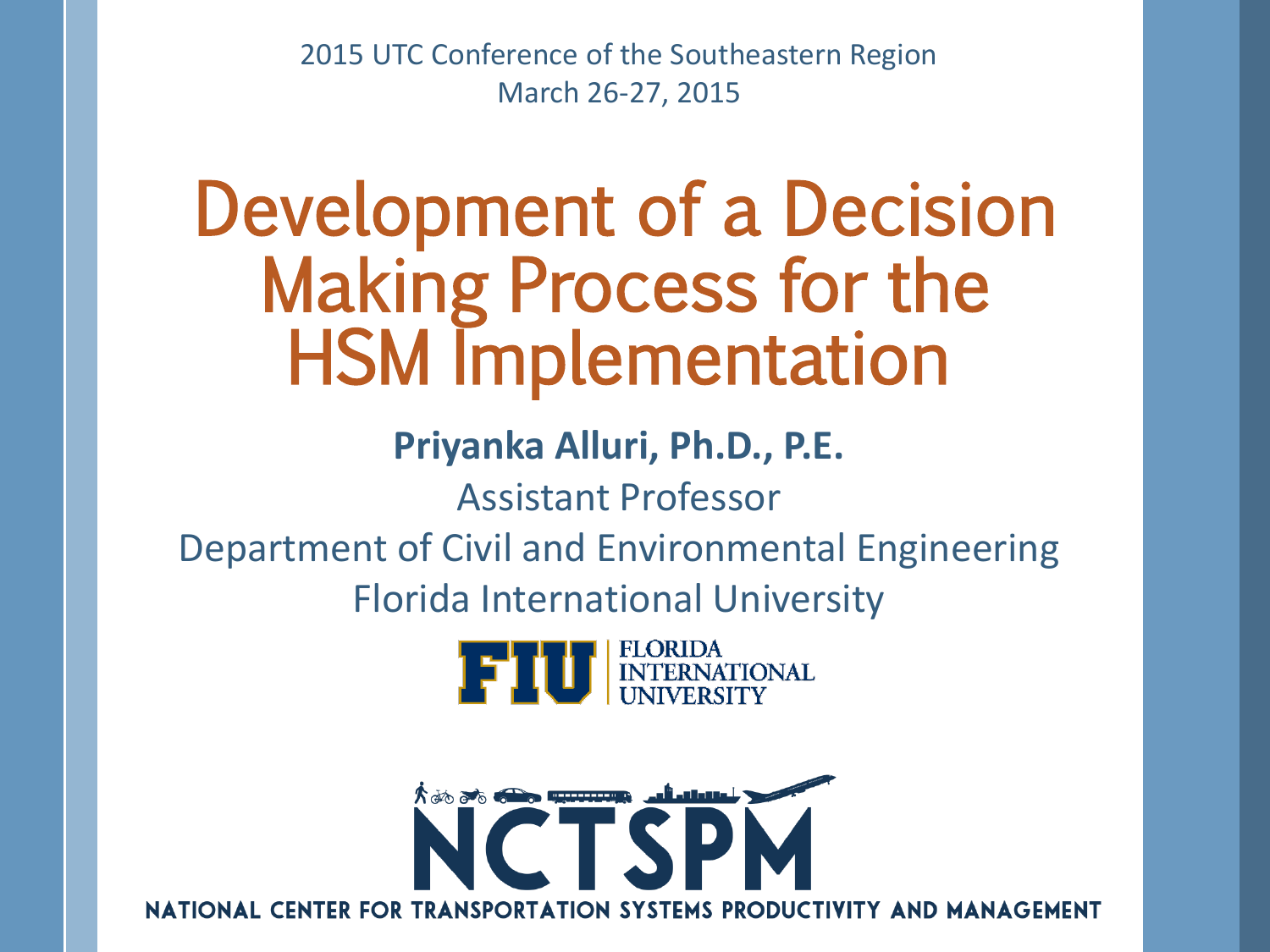2015 UTC Conference of the Southeastern Region
March 26-27, 2015

# Development of a Decision Making Process for the HSM Implementation

**Priyanka Alluri, Ph.D., P.E.**

Assistant Professor

Department of Civil and Environmental Engineering

Florida International University

FIU | FLORIDA INTERNATIONAL UNIVERSITY

NCTSPM

NATIONAL CENTER FOR TRANSPORTATION SYSTEMS PRODUCTIVITY AND MANAGEMENT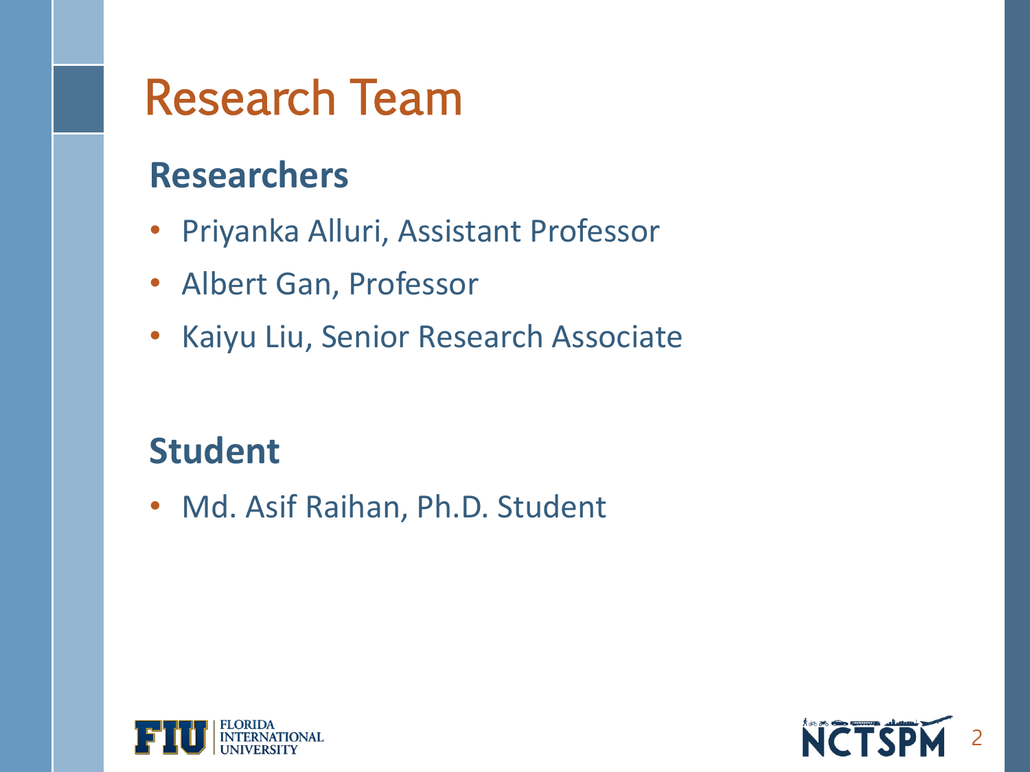# Research Team

## Researchers

- Priyanka Alluri, Assistant Professor
- Albert Gan, Professor
- Kaiyu Liu, Senior Research Associate

## Student

- Md. Asif Raihan, Ph.D. Student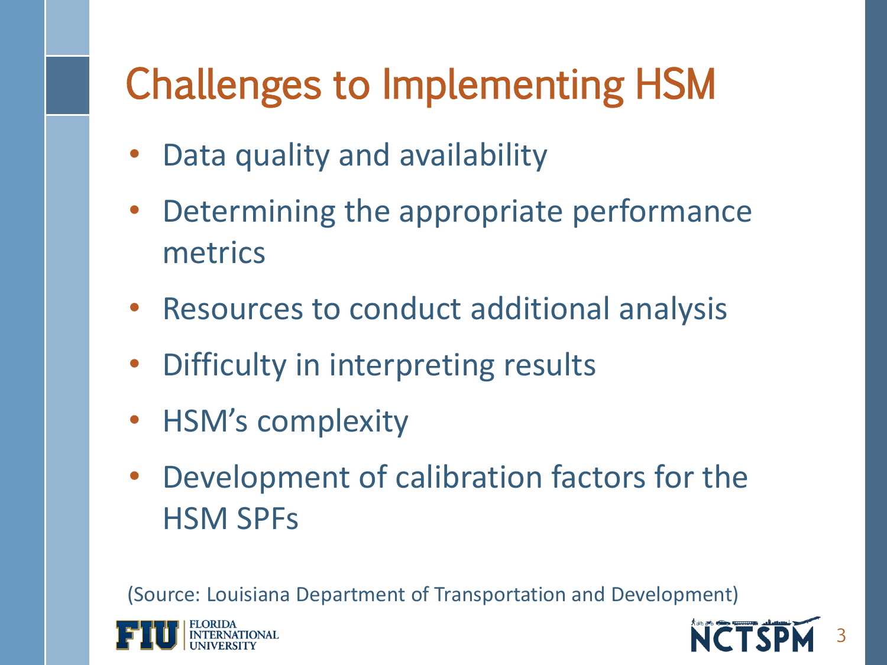# Challenges to Implementing HSM

- Data quality and availability
- Determining the appropriate performance metrics
- Resources to conduct additional analysis
- Difficulty in interpreting results
- HSM's complexity
- Development of calibration factors for the HSM SPFs

(Source: Louisiana Department of Transportation and Development)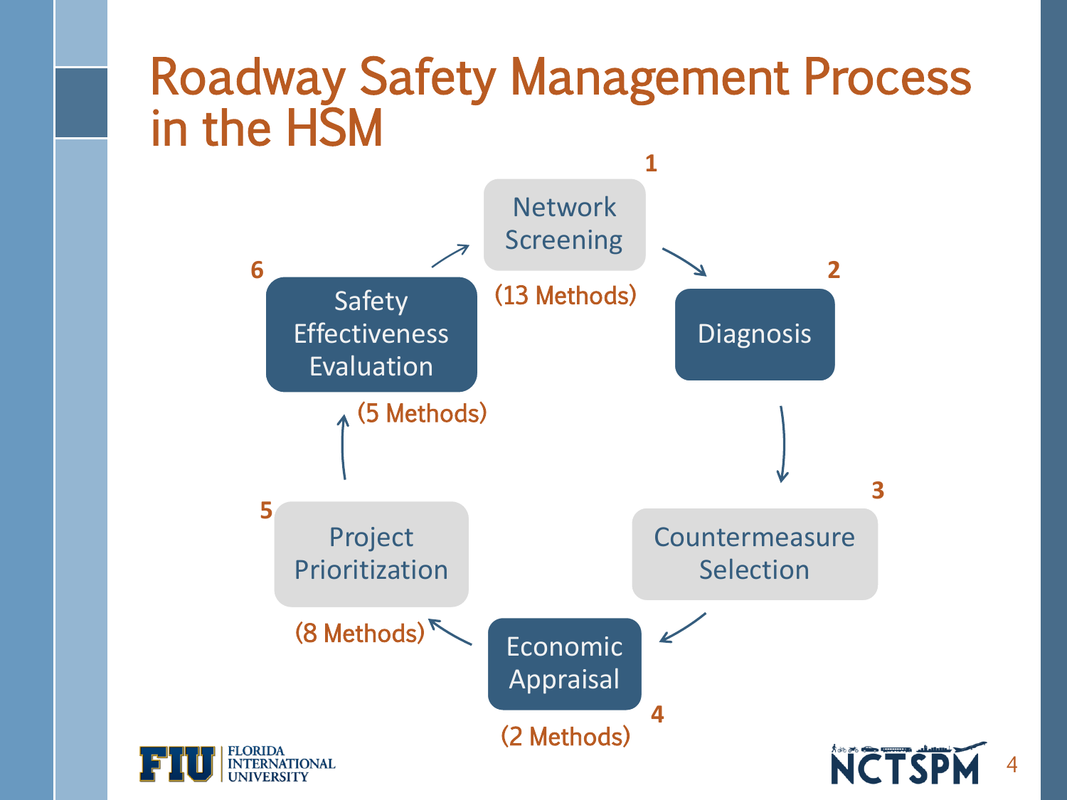# Roadway Safety Management Process in the HSM

1. Network Screening (13 Methods)
2. Diagnosis
3. Countermeasure Selection
4. Economic Appraisal (2 Methods)
5. Project Prioritization (8 Methods)
6. Safety Effectiveness Evaluation (5 Methods)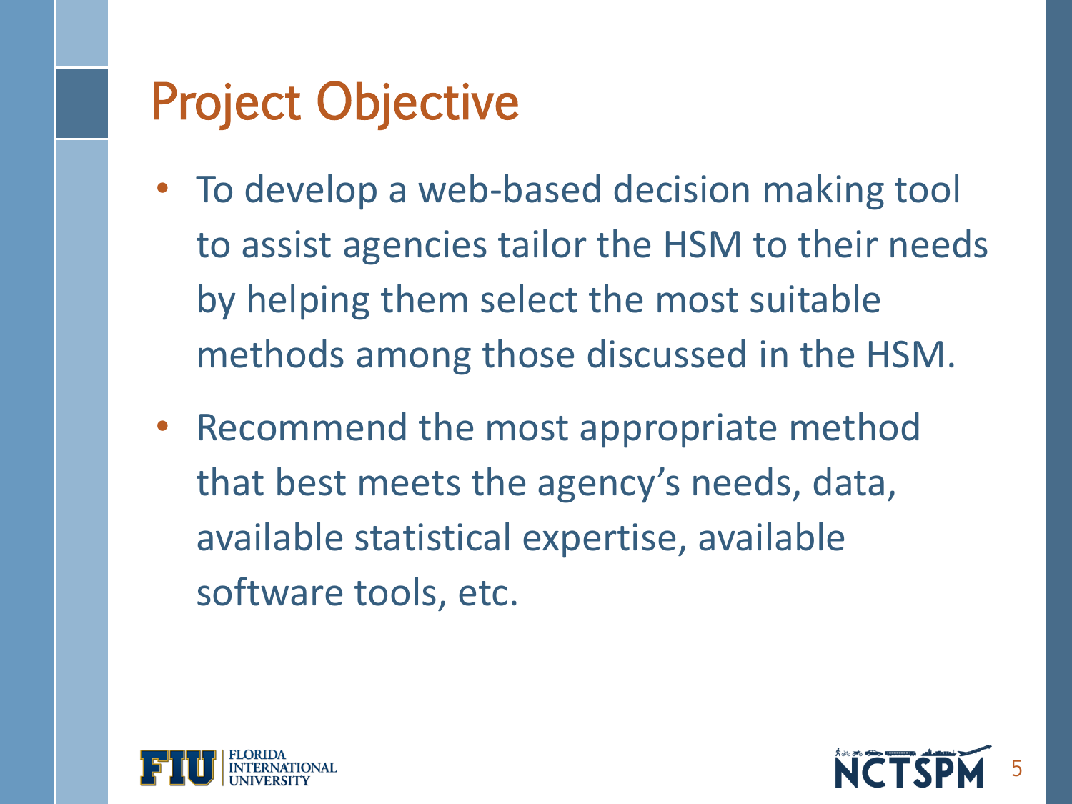# Project Objective

- To develop a web-based decision making tool to assist agencies tailor the HSM to their needs by helping them select the most suitable methods among those discussed in the HSM.
- Recommend the most appropriate method that best meets the agency's needs, data, available statistical expertise, available software tools, etc.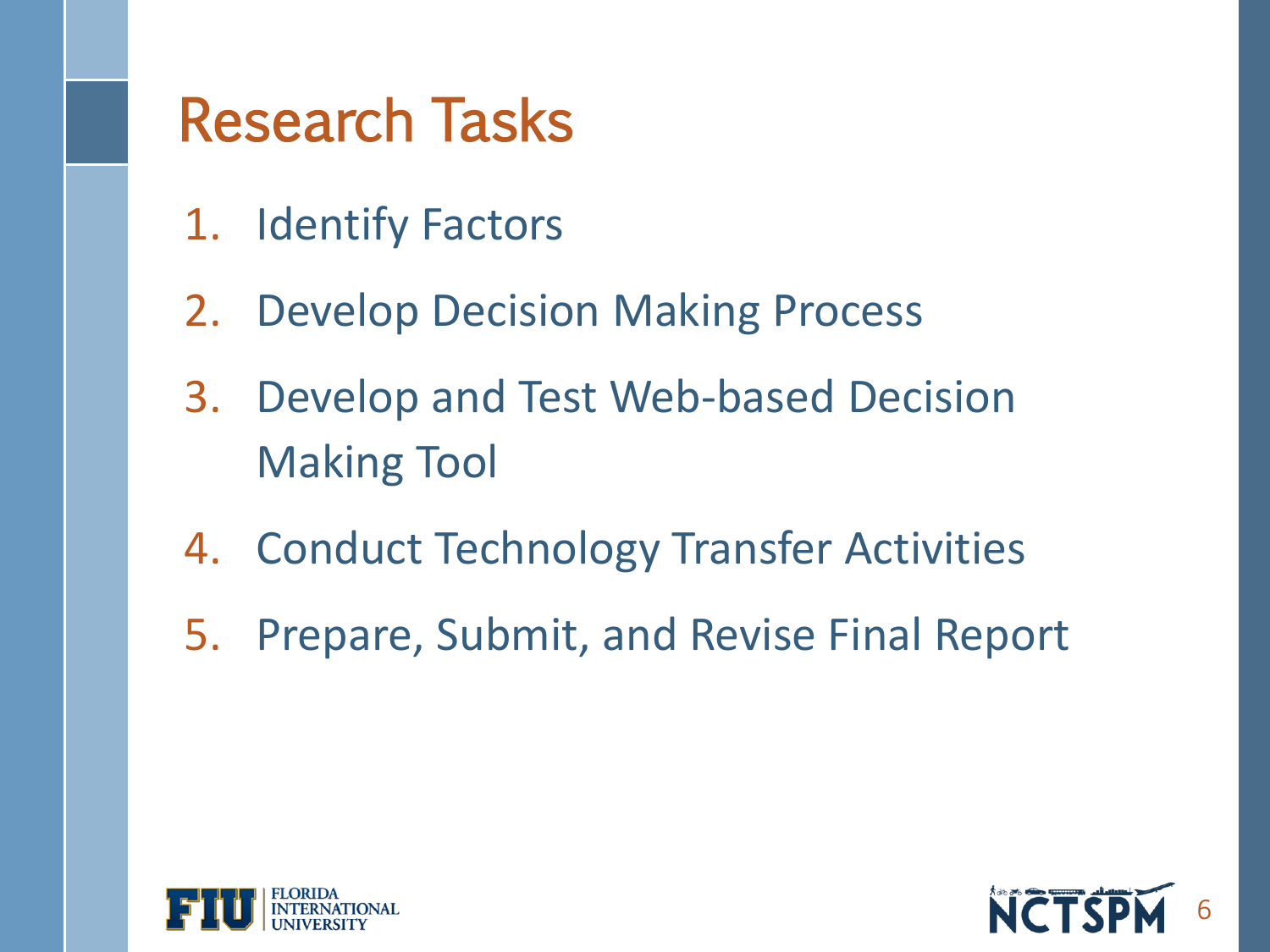# Research Tasks

1. Identify Factors
2. Develop Decision Making Process
3. Develop and Test Web-based Decision Making Tool
4. Conduct Technology Transfer Activities
5. Prepare, Submit, and Revise Final Report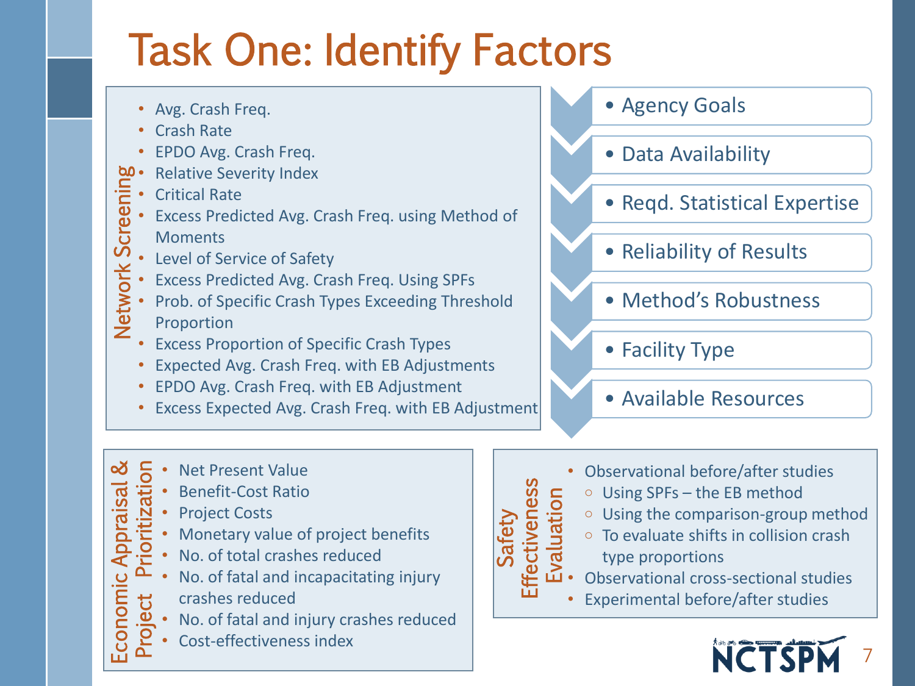# Task One: Identify Factors

## Network Screening

- Avg. Crash Freq.
- Crash Rate
- EPDO Avg. Crash Freq.
- Relative Severity Index
- Critical Rate
- Excess Predicted Avg. Crash Freq. using Method of Moments
- Level of Service of Safety
- Excess Predicted Avg. Crash Freq. Using SPFs
- Prob. of Specific Crash Types Exceeding Threshold Proportion
- Excess Proportion of Specific Crash Types
- Expected Avg. Crash Freq. with EB Adjustments
- EPDO Avg. Crash Freq. with EB Adjustment
- Excess Expected Avg. Crash Freq. with EB Adjustment

---

- Agency Goals
- Data Availability
- Reqd. Statistical Expertise
- Reliability of Results
- Method's Robustness
- Facility Type
- Available Resources

## Economic Appraisal & Project Prioritization

- Net Present Value
- Benefit-Cost Ratio
- Project Costs
- Monetary value of project benefits
- No. of total crashes reduced
- No. of fatal and incapacitating injury crashes reduced
- No. of fatal and injury crashes reduced
- Cost-effectiveness index

## Safety Effectiveness Evaluation

- Observational before/after studies
  - Using SPFs – the EB method
  - Using the comparison-group method
  - To evaluate shifts in collision crash type proportions
- Observational cross-sectional studies
- Experimental before/after studies

NCTSPM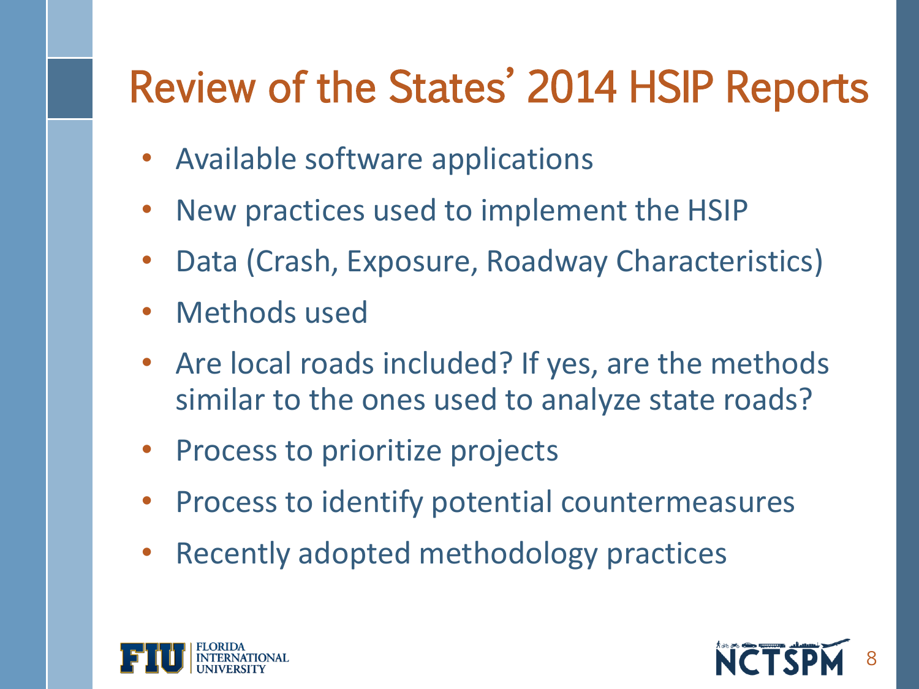# Review of the States' 2014 HSIP Reports

- Available software applications
- New practices used to implement the HSIP
- Data (Crash, Exposure, Roadway Characteristics)
- Methods used
- Are local roads included? If yes, are the methods similar to the ones used to analyze state roads?
- Process to prioritize projects
- Process to identify potential countermeasures
- Recently adopted methodology practices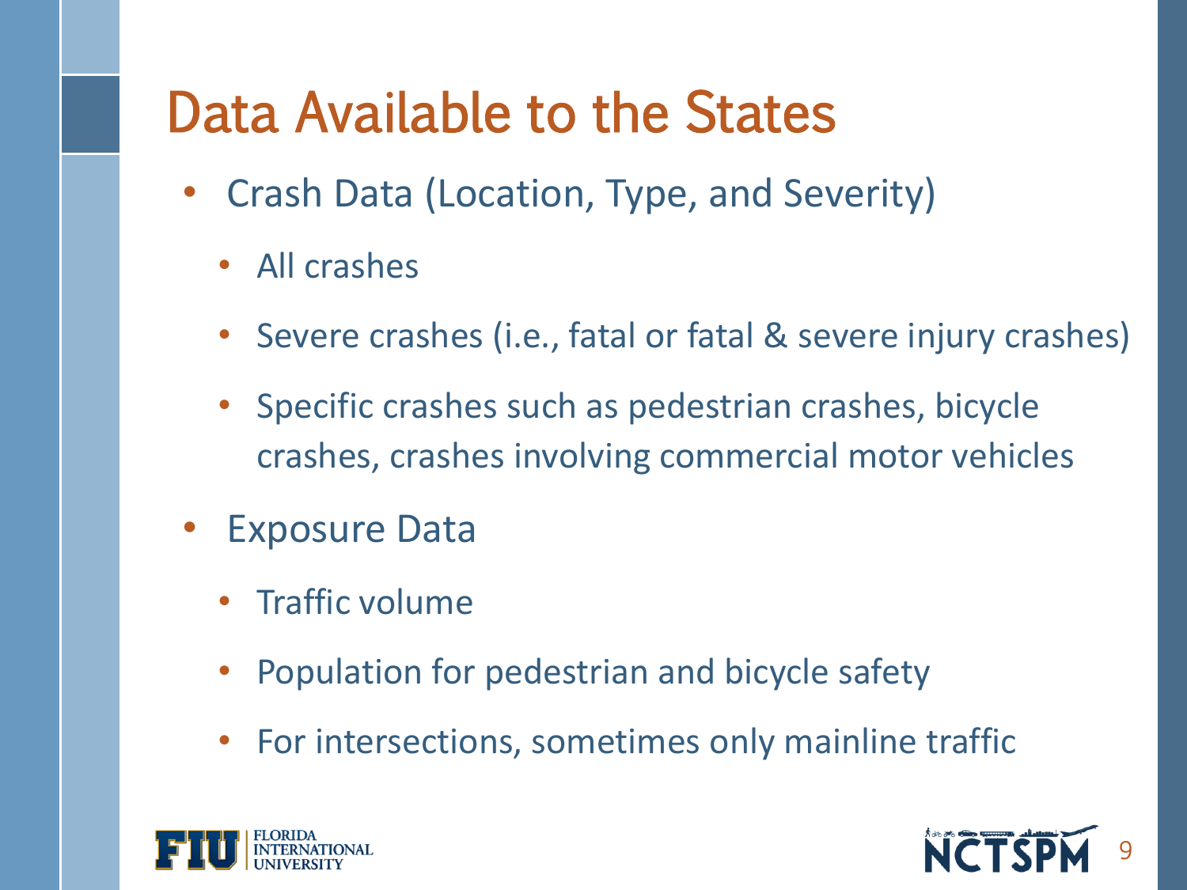# Data Available to the States

- Crash Data (Location, Type, and Severity)
  - All crashes
  - Severe crashes (i.e., fatal or fatal & severe injury crashes)
  - Specific crashes such as pedestrian crashes, bicycle crashes, crashes involving commercial motor vehicles
- Exposure Data
  - Traffic volume
  - Population for pedestrian and bicycle safety
  - For intersections, sometimes only mainline traffic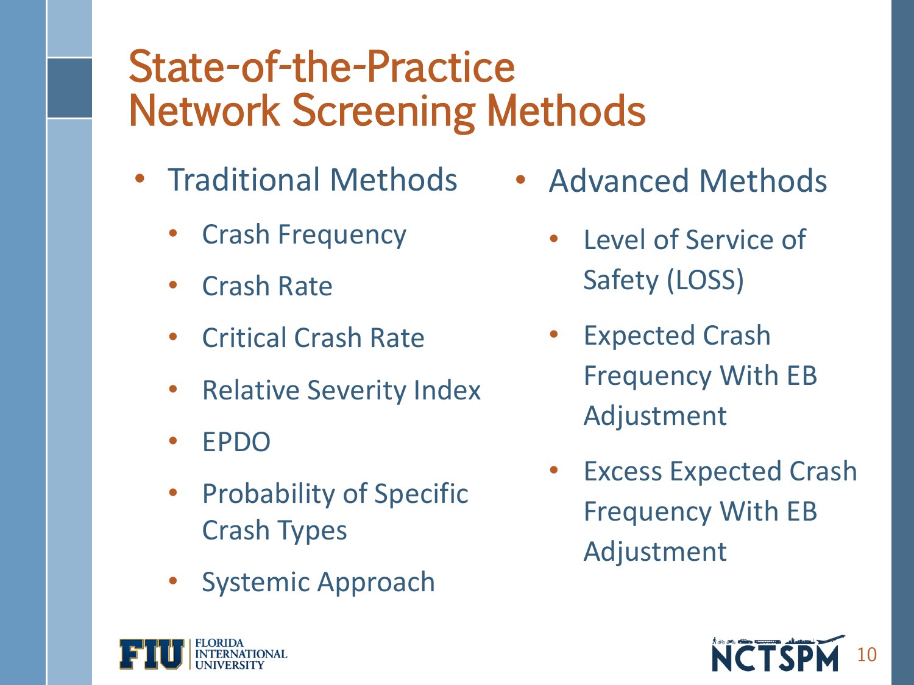# State-of-the-Practice Network Screening Methods

- Traditional Methods
  - Crash Frequency
  - Crash Rate
  - Critical Crash Rate
  - Relative Severity Index
  - EPDO
  - Probability of Specific Crash Types
  - Systemic Approach
- Advanced Methods
  - Level of Service of Safety (LOSS)
  - Expected Crash Frequency With EB Adjustment
  - Excess Expected Crash Frequency With EB Adjustment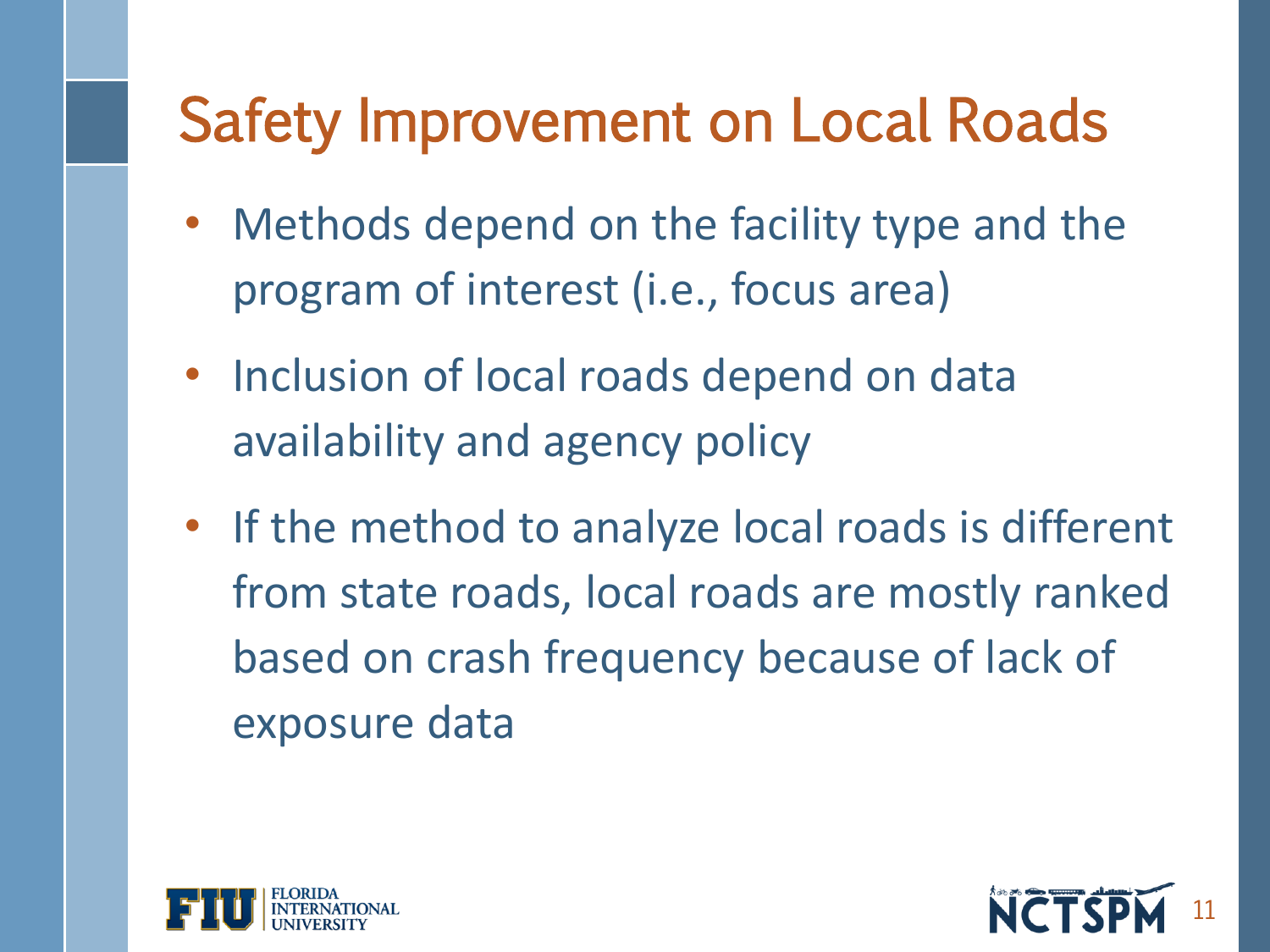# Safety Improvement on Local Roads

- Methods depend on the facility type and the program of interest (i.e., focus area)
- Inclusion of local roads depend on data availability and agency policy
- If the method to analyze local roads is different from state roads, local roads are mostly ranked based on crash frequency because of lack of exposure data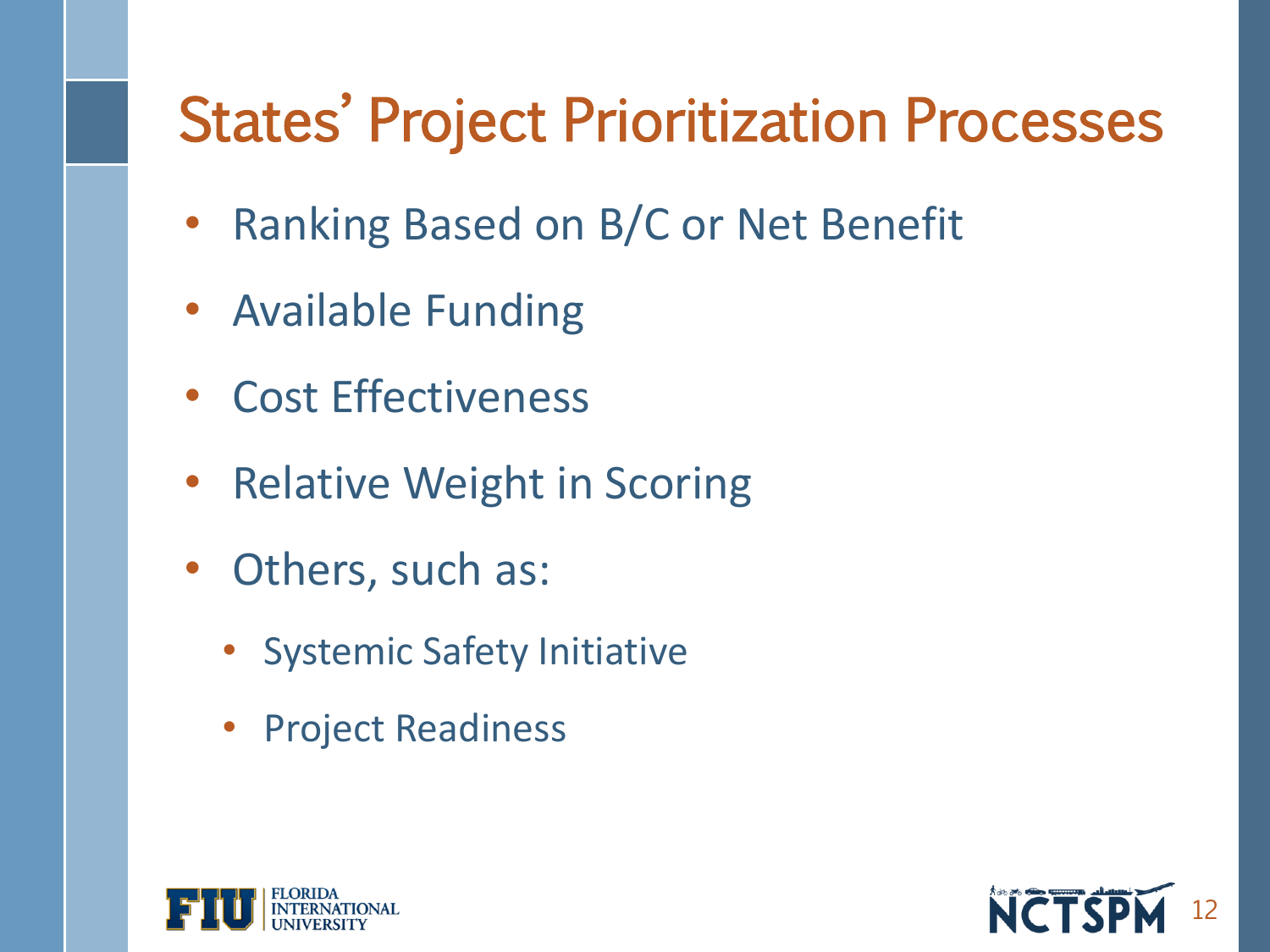# States' Project Prioritization Processes

- Ranking Based on B/C or Net Benefit
- Available Funding
- Cost Effectiveness
- Relative Weight in Scoring
- Others, such as:
  - Systemic Safety Initiative
  - Project Readiness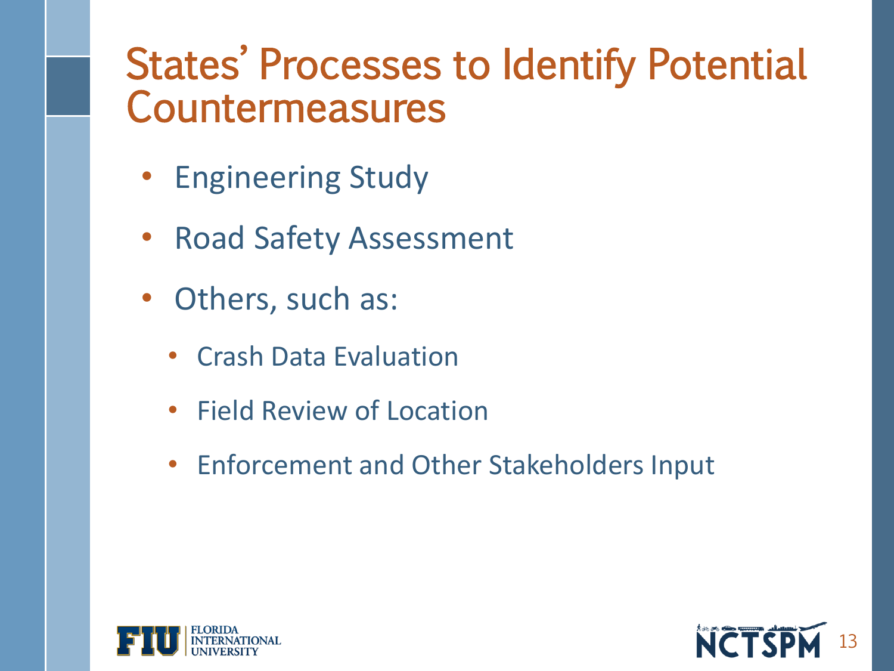# States' Processes to Identify Potential Countermeasures

- Engineering Study
- Road Safety Assessment
- Others, such as:
  - Crash Data Evaluation
  - Field Review of Location
  - Enforcement and Other Stakeholders Input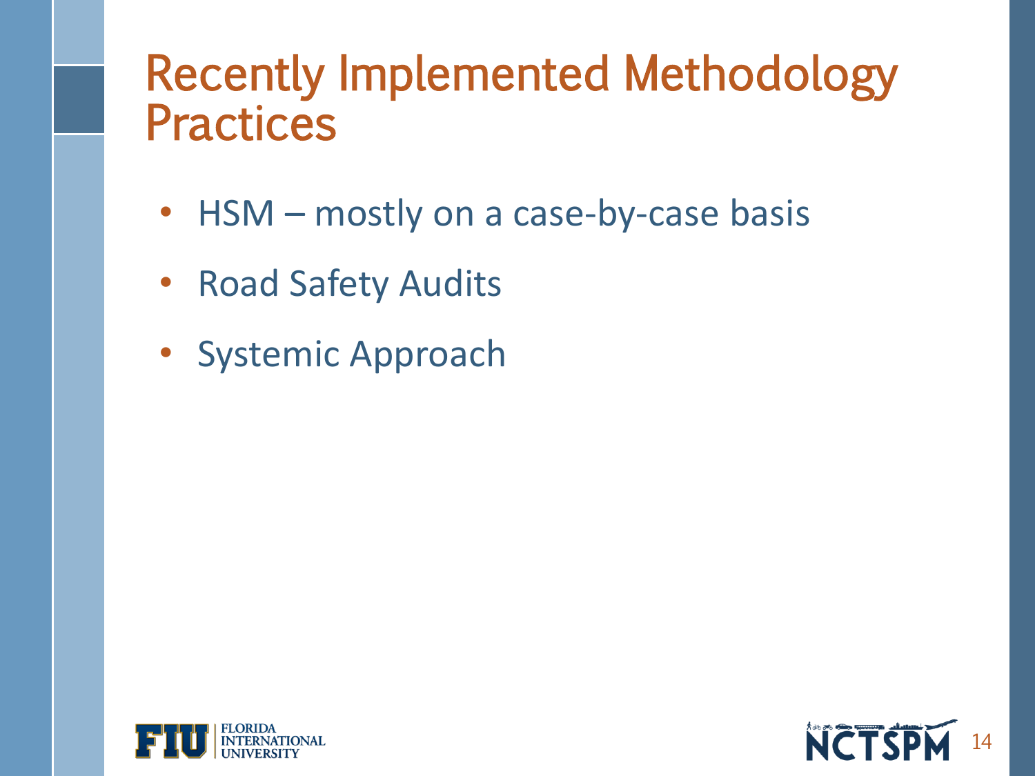# Recently Implemented Methodology Practices

- HSM – mostly on a case-by-case basis
- Road Safety Audits
- Systemic Approach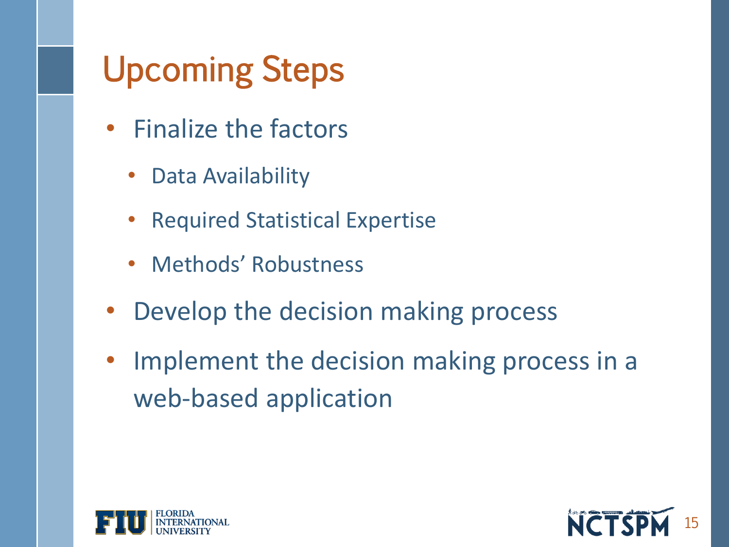# Upcoming Steps

- Finalize the factors
  - Data Availability
  - Required Statistical Expertise
  - Methods’ Robustness
- Develop the decision making process
- Implement the decision making process in a web-based application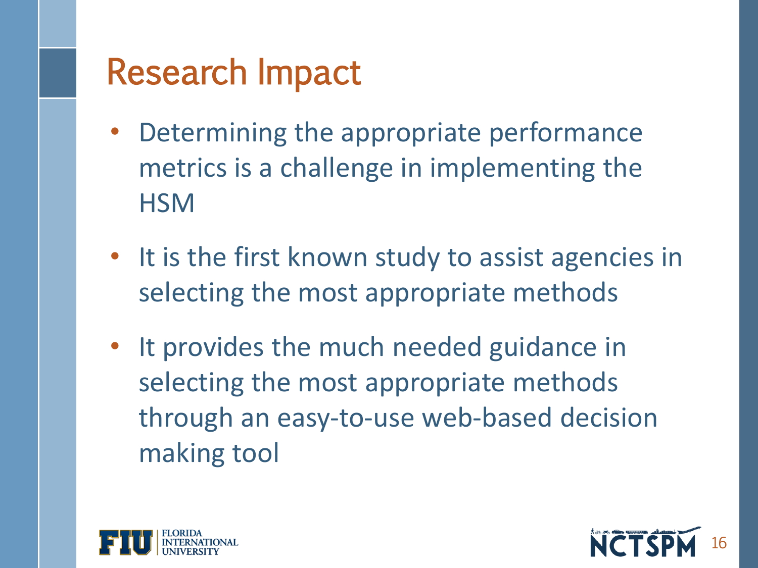# Research Impact

- Determining the appropriate performance metrics is a challenge in implementing the HSM
- It is the first known study to assist agencies in selecting the most appropriate methods
- It provides the much needed guidance in selecting the most appropriate methods through an easy-to-use web-based decision making tool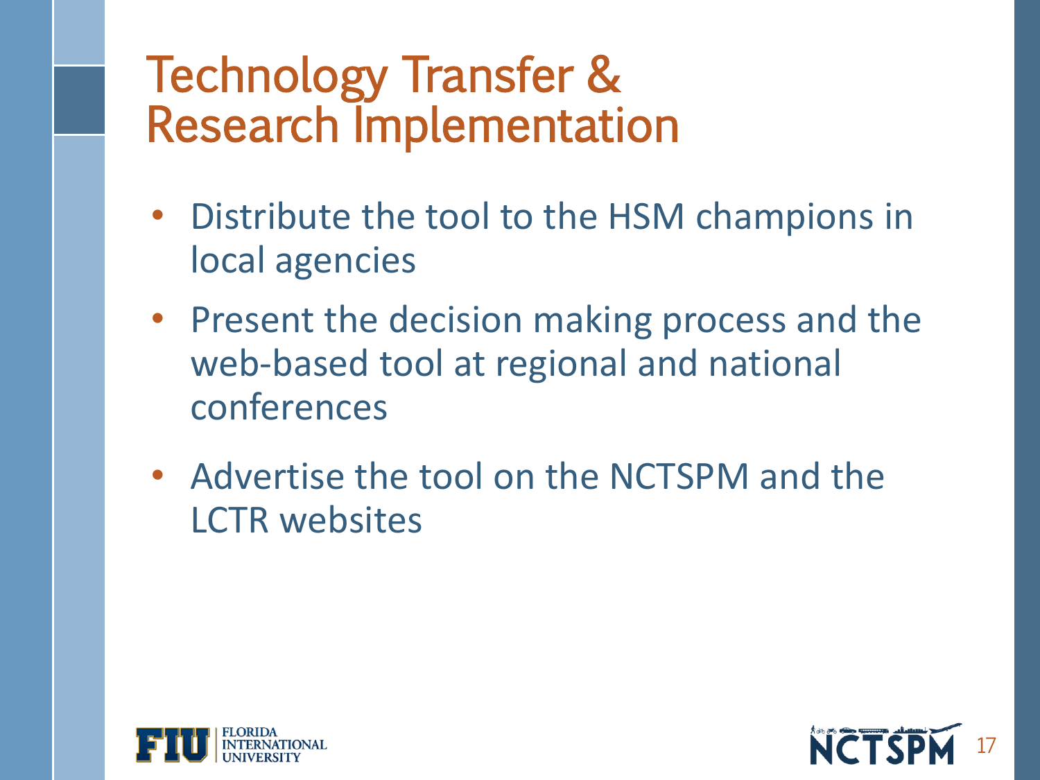# Technology Transfer & Research Implementation

- Distribute the tool to the HSM champions in local agencies
- Present the decision making process and the web-based tool at regional and national conferences
- Advertise the tool on the NCTSPM and the LCTR websites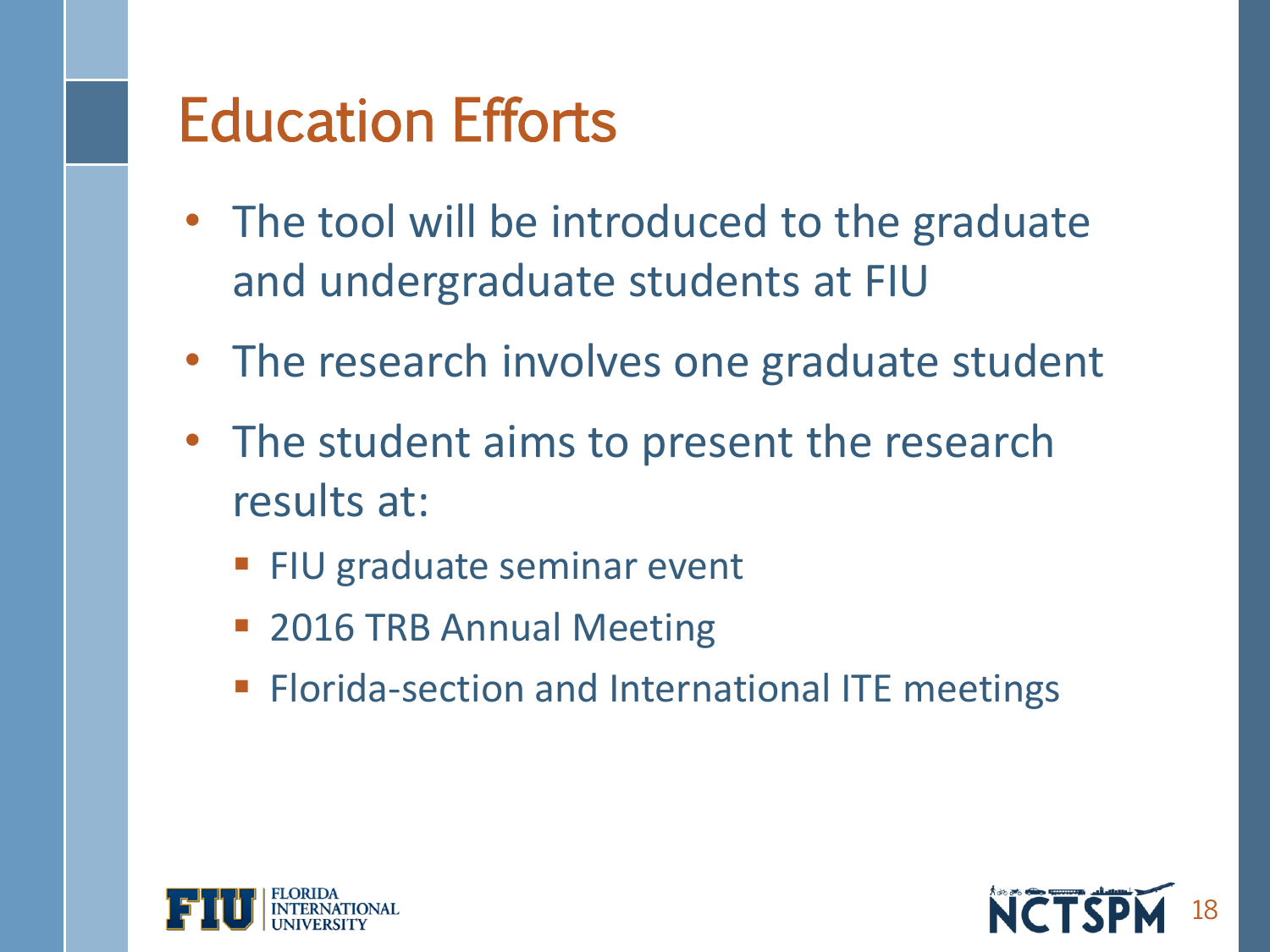# Education Efforts

- The tool will be introduced to the graduate and undergraduate students at FIU
- The research involves one graduate student
- The student aims to present the research results at:
  - FIU graduate seminar event
  - 2016 TRB Annual Meeting
  - Florida-section and International ITE meetings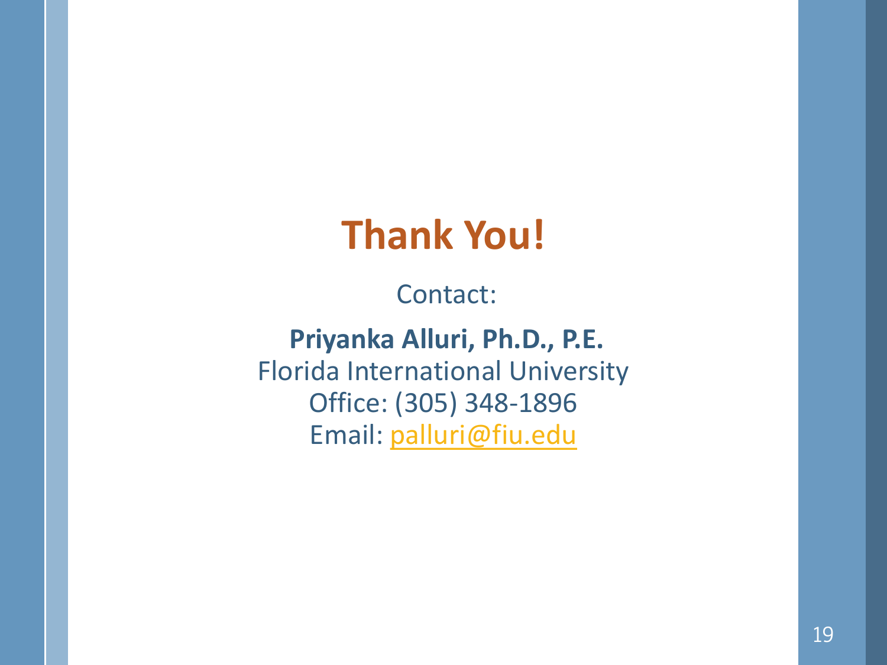# Thank You!

Contact:

**Priyanka Alluri, Ph.D., P.E.**
Florida International University
Office: (305) 348-1896
Email: palluri@fiu.edu